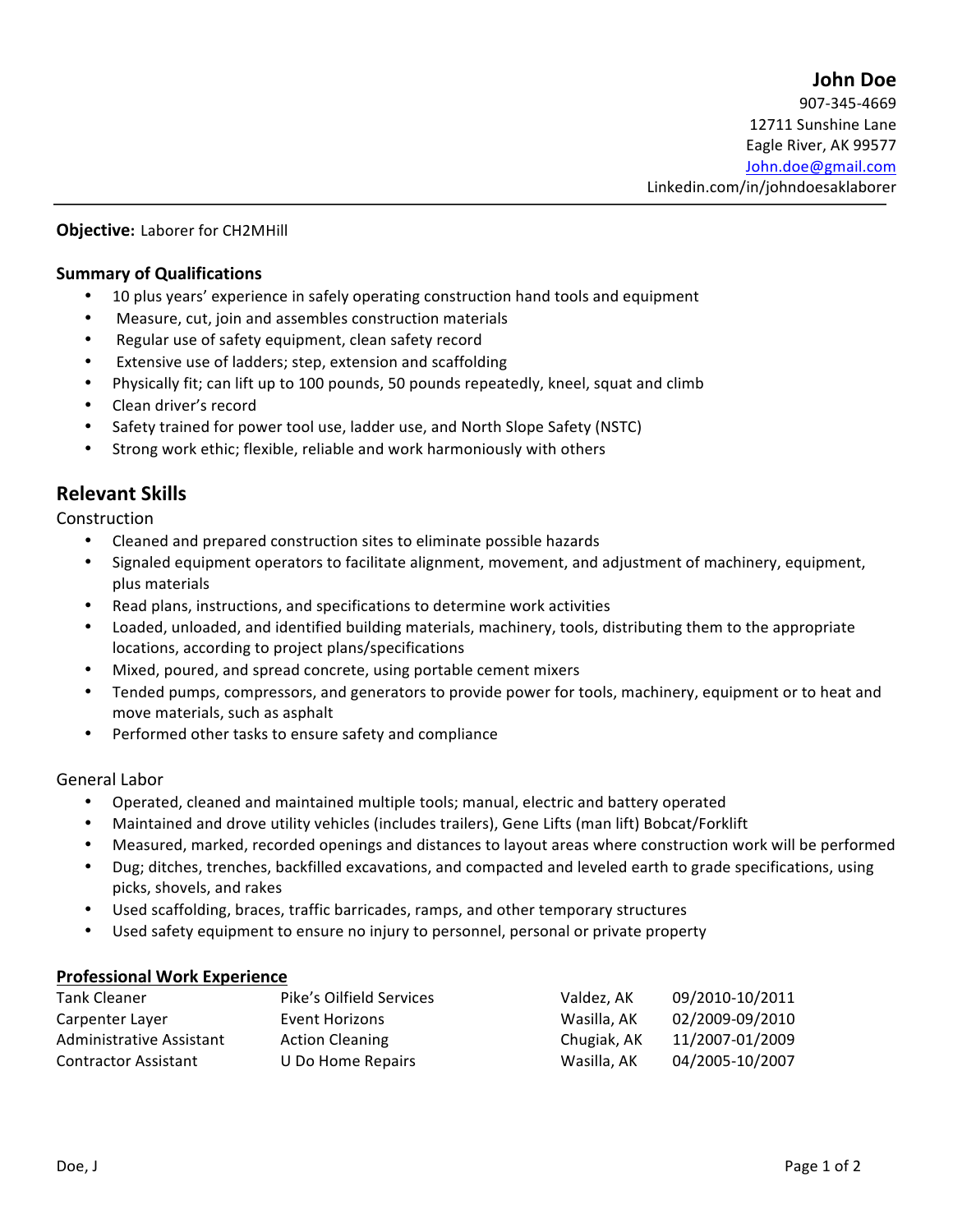# John Doe

907-345-4669
12711 Sunshine Lane
Eagle River, AK 99577
John.doe@gmail.com
Linkedin.com/in/johndoesaklaborer

---

**Objective:** Laborer for CH2MHill

**Summary of Qualifications**

- 10 plus years' experience in safely operating construction hand tools and equipment
- Measure, cut, join and assembles construction materials
- Regular use of safety equipment, clean safety record
- Extensive use of ladders; step, extension and scaffolding
- Physically fit; can lift up to 100 pounds, 50 pounds repeatedly, kneel, squat and climb
- Clean driver's record
- Safety trained for power tool use, ladder use, and North Slope Safety (NSTC)
- Strong work ethic; flexible, reliable and work harmoniously with others

## Relevant Skills

Construction

- Cleaned and prepared construction sites to eliminate possible hazards
- Signaled equipment operators to facilitate alignment, movement, and adjustment of machinery, equipment, plus materials
- Read plans, instructions, and specifications to determine work activities
- Loaded, unloaded, and identified building materials, machinery, tools, distributing them to the appropriate locations, according to project plans/specifications
- Mixed, poured, and spread concrete, using portable cement mixers
- Tended pumps, compressors, and generators to provide power for tools, machinery, equipment or to heat and move materials, such as asphalt
- Performed other tasks to ensure safety and compliance

General Labor

- Operated, cleaned and maintained multiple tools; manual, electric and battery operated
- Maintained and drove utility vehicles (includes trailers), Gene Lifts (man lift) Bobcat/Forklift
- Measured, marked, recorded openings and distances to layout areas where construction work will be performed
- Dug; ditches, trenches, backfilled excavations, and compacted and leveled earth to grade specifications, using picks, shovels, and rakes
- Used scaffolding, braces, traffic barricades, ramps, and other temporary structures
- Used safety equipment to ensure no injury to personnel, personal or private property

**Professional Work Experience**

| | | | |
|---|---|---|---|
| Tank Cleaner | Pike's Oilfield Services | Valdez, AK | 09/2010-10/2011 |
| Carpenter Layer | Event Horizons | Wasilla, AK | 02/2009-09/2010 |
| Administrative Assistant | Action Cleaning | Chugiak, AK | 11/2007-01/2009 |
| Contractor Assistant | U Do Home Repairs | Wasilla, AK | 04/2005-10/2007 |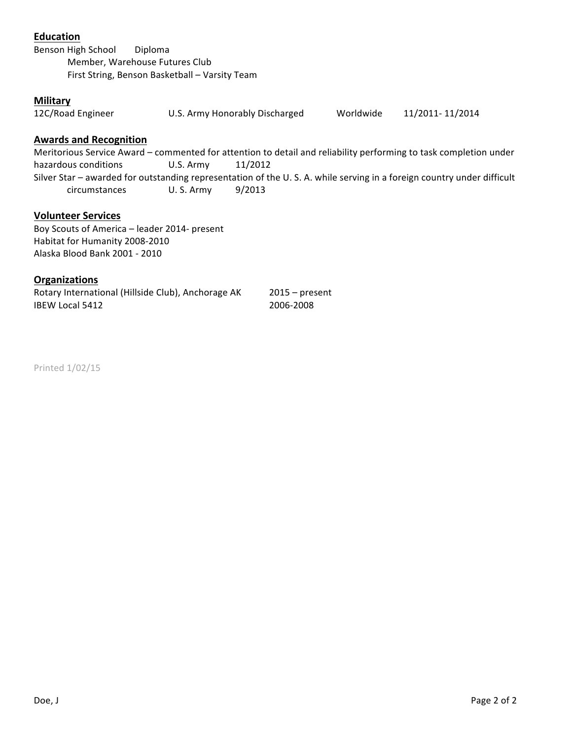## Education

Benson High School Diploma

- Member, Warehouse Futures Club
- First String, Benson Basketball – Varsity Team

## Military

12C/Road Engineer U.S. Army Honorably Discharged Worldwide 11/2011- 11/2014

## Awards and Recognition

Meritorious Service Award – commented for attention to detail and reliability performing to task completion under hazardous conditions U.S. Army 11/2012

Silver Star – awarded for outstanding representation of the U. S. A. while serving in a foreign country under difficult circumstances U. S. Army 9/2013

## Volunteer Services

Boy Scouts of America – leader 2014- present

Habitat for Humanity 2008-2010

Alaska Blood Bank 2001 - 2010

## Organizations

| | |
|---|---|
| Rotary International (Hillside Club), Anchorage AK | 2015 – present |
| IBEW Local 5412 | 2006-2008 |

Printed 1/02/15